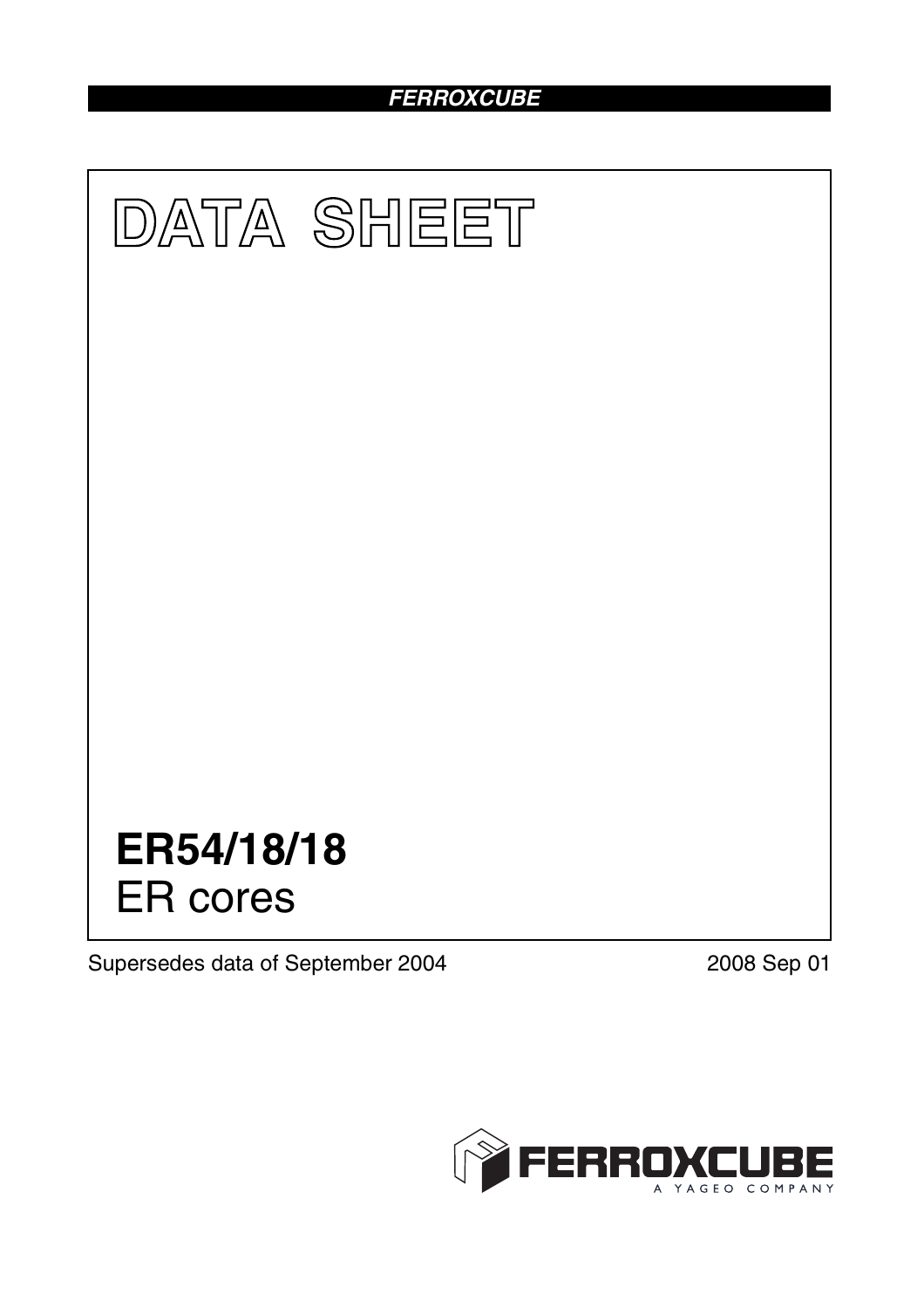FERROXCUBE

# DATA SHEET

# ER54/18/18

ER cores

Supersedes data of September 2004

2008 Sep 01

FERROXCUBE

A YAGEO COMPANY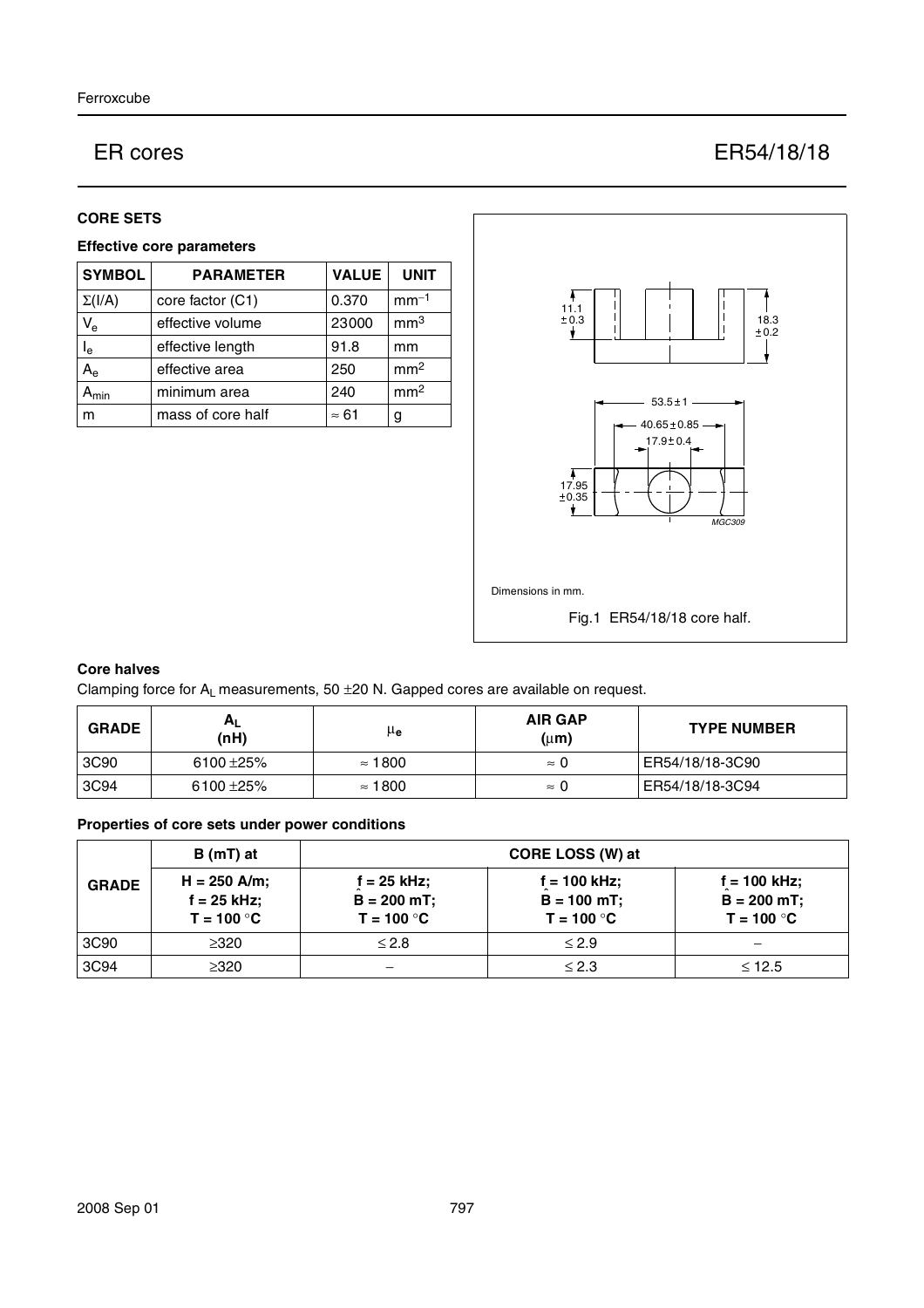# ER cores — ER54/18/18

## CORE SETS

### Effective core parameters

| SYMBOL | PARAMETER | VALUE | UNIT |
|---|---|---|---|
| $\Sigma(I/A)$ | core factor (C1) | 0.370 | $mm^{-1}$ |
| $V_e$ | effective volume | 23000 | $mm^3$ |
| $l_e$ | effective length | 91.8 | mm |
| $A_e$ | effective area | 250 | $mm^2$ |
| $A_{min}$ | minimum area | 240 | $mm^2$ |
| m | mass of core half | ≈ 61 | g |

Dimensions in mm.

Fig.1 ER54/18/18 core half.

### Core halves

Clamping force for $A_L$ measurements, 50 ±20 N. Gapped cores are available on request.

| GRADE | $A_L$ (nH) | $\mu_e$ | AIR GAP (μm) | TYPE NUMBER |
|---|---|---|---|---|
| 3C90 | 6100 ±25% | ≈ 1800 | ≈ 0 | ER54/18/18-3C90 |
| 3C94 | 6100 ±25% | ≈ 1800 | ≈ 0 | ER54/18/18-3C94 |

### Properties of core sets under power conditions

| GRADE | B (mT) at | CORE LOSS (W) at | | |
|---|---|---|---|---|
| | H = 250 A/m; f = 25 kHz; T = 100 °C | f = 25 kHz; $\hat{B}$ = 200 mT; T = 100 °C | f = 100 kHz; $\hat{B}$ = 100 mT; T = 100 °C | f = 100 kHz; $\hat{B}$ = 200 mT; T = 100 °C |
| 3C90 | ≥320 | ≤ 2.8 | ≤ 2.9 | − |
| 3C94 | ≥320 | − | ≤ 2.3 | ≤ 12.5 |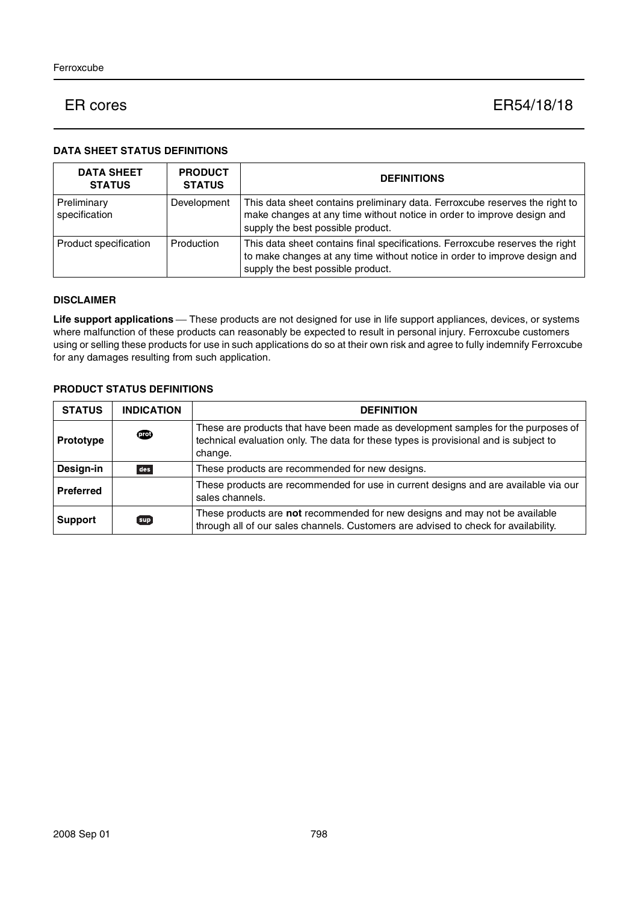## DATA SHEET STATUS DEFINITIONS

| DATA SHEET STATUS | PRODUCT STATUS | DEFINITIONS |
|---|---|---|
| Preliminary specification | Development | This data sheet contains preliminary data. Ferroxcube reserves the right to make changes at any time without notice in order to improve design and supply the best possible product. |
| Product specification | Production | This data sheet contains final specifications. Ferroxcube reserves the right to make changes at any time without notice in order to improve design and supply the best possible product. |

## DISCLAIMER

**Life support applications** — These products are not designed for use in life support appliances, devices, or systems where malfunction of these products can reasonably be expected to result in personal injury. Ferroxcube customers using or selling these products for use in such applications do so at their own risk and agree to fully indemnify Ferroxcube for any damages resulting from such application.

## PRODUCT STATUS DEFINITIONS

| STATUS | INDICATION | DEFINITION |
|---|---|---|
| **Prototype** | prot | These are products that have been made as development samples for the purposes of technical evaluation only. The data for these types is provisional and is subject to change. |
| **Design-in** | des | These products are recommended for new designs. |
| **Preferred** | | These products are recommended for use in current designs and are available via our sales channels. |
| **Support** | sup | These products are **not** recommended for new designs and may not be available through all of our sales channels. Customers are advised to check for availability. |